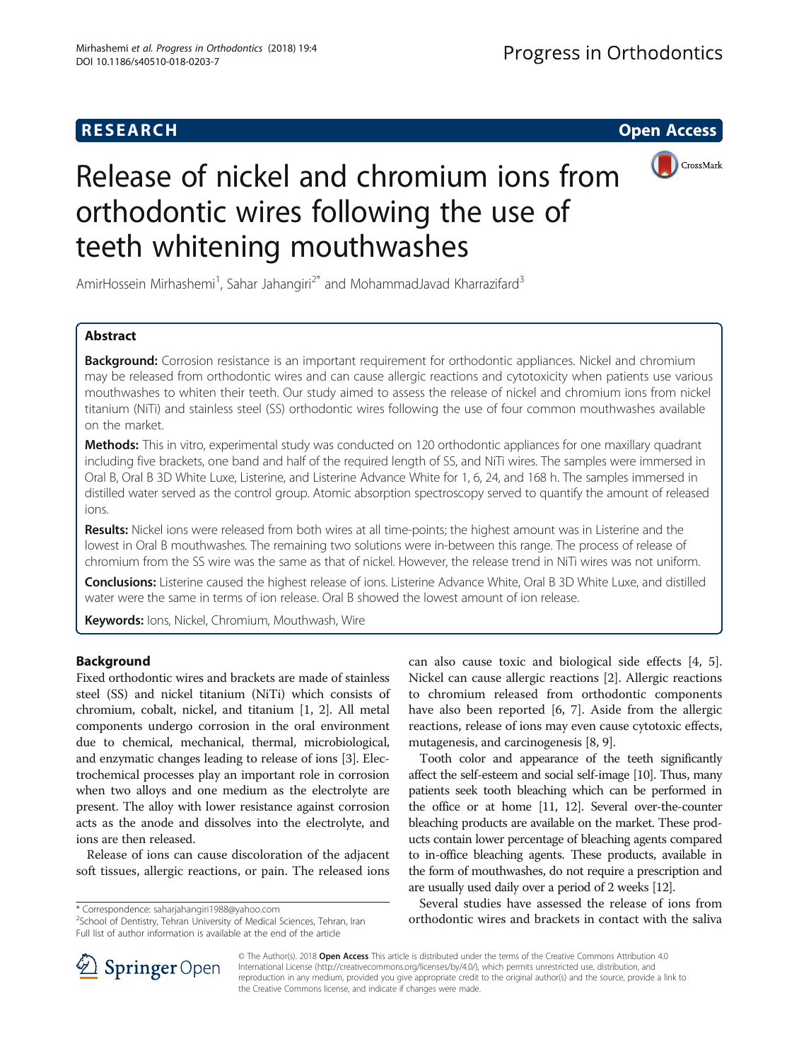RESEARCH

Open Access

# Release of nickel and chromium ions from orthodontic wires following the use of teeth whitening mouthwashes

AmirHossein Mirhashemi[1], Sahar Jahangiri[2*] and MohammadJavad Kharrazifard[3]

## Abstract

**Background:** Corrosion resistance is an important requirement for orthodontic appliances. Nickel and chromium may be released from orthodontic wires and can cause allergic reactions and cytotoxicity when patients use various mouthwashes to whiten their teeth. Our study aimed to assess the release of nickel and chromium ions from nickel titanium (NiTi) and stainless steel (SS) orthodontic wires following the use of four common mouthwashes available on the market.

**Methods:** This in vitro, experimental study was conducted on 120 orthodontic appliances for one maxillary quadrant including five brackets, one band and half of the required length of SS, and NiTi wires. The samples were immersed in Oral B, Oral B 3D White Luxe, Listerine, and Listerine Advance White for 1, 6, 24, and 168 h. The samples immersed in distilled water served as the control group. Atomic absorption spectroscopy served to quantify the amount of released ions.

**Results:** Nickel ions were released from both wires at all time-points; the highest amount was in Listerine and the lowest in Oral B mouthwashes. The remaining two solutions were in-between this range. The process of release of chromium from the SS wire was the same as that of nickel. However, the release trend in NiTi wires was not uniform.

**Conclusions:** Listerine caused the highest release of ions. Listerine Advance White, Oral B 3D White Luxe, and distilled water were the same in terms of ion release. Oral B showed the lowest amount of ion release.

**Keywords:** Ions, Nickel, Chromium, Mouthwash, Wire

## Background

Fixed orthodontic wires and brackets are made of stainless steel (SS) and nickel titanium (NiTi) which consists of chromium, cobalt, nickel, and titanium [1, 2]. All metal components undergo corrosion in the oral environment due to chemical, mechanical, thermal, microbiological, and enzymatic changes leading to release of ions [3]. Electrochemical processes play an important role in corrosion when two alloys and one medium as the electrolyte are present. The alloy with lower resistance against corrosion acts as the anode and dissolves into the electrolyte, and ions are then released.

Release of ions can cause discoloration of the adjacent soft tissues, allergic reactions, or pain. The released ions can also cause toxic and biological side effects [4, 5]. Nickel can cause allergic reactions [2]. Allergic reactions to chromium released from orthodontic components have also been reported [6, 7]. Aside from the allergic reactions, release of ions may even cause cytotoxic effects, mutagenesis, and carcinogenesis [8, 9].

Tooth color and appearance of the teeth significantly affect the self-esteem and social self-image [10]. Thus, many patients seek tooth bleaching which can be performed in the office or at home [11, 12]. Several over-the-counter bleaching products are available on the market. These products contain lower percentage of bleaching agents compared to in-office bleaching agents. These products, available in the form of mouthwashes, do not require a prescription and are usually used daily over a period of 2 weeks [12].

Several studies have assessed the release of ions from orthodontic wires and brackets in contact with the saliva

\* Correspondence: saharjahangiri1988@yahoo.com
[2]School of Dentistry, Tehran University of Medical Sciences, Tehran, Iran
Full list of author information is available at the end of the article

© The Author(s). 2018 **Open Access** This article is distributed under the terms of the Creative Commons Attribution 4.0 International License (http://creativecommons.org/licenses/by/4.0/), which permits unrestricted use, distribution, and reproduction in any medium, provided you give appropriate credit to the original author(s) and the source, provide a link to the Creative Commons license, and indicate if changes were made.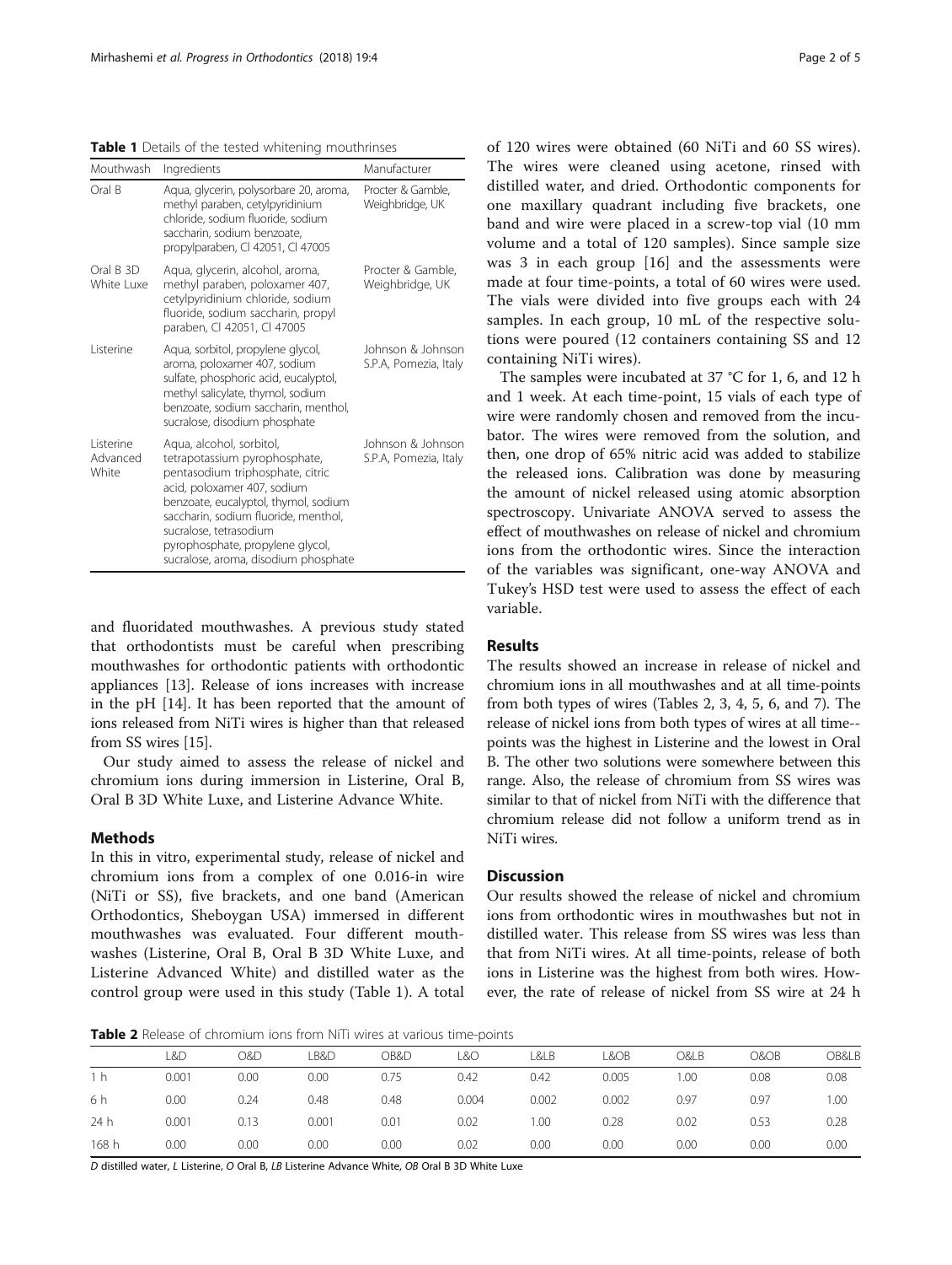**Table 1** Details of the tested whitening mouthrinses

| Mouthwash | Ingredients | Manufacturer |
| --- | --- | --- |
| Oral B | Aqua, glycerin, polysorbate 20, aroma, methyl paraben, cetylpyridinium chloride, sodium fluoride, sodium saccharin, sodium benzoate, propylparaben, CI 42051, CI 47005 | Procter & Gamble, Weighbridge, UK |
| Oral B 3D White Luxe | Aqua, glycerin, alcohol, aroma, methyl paraben, poloxamer 407, cetylpyridinium chloride, sodium fluoride, sodium saccharin, propyl paraben, CI 42051, CI 47005 | Procter & Gamble, Weighbridge, UK |
| Listerine | Aqua, sorbitol, propylene glycol, aroma, poloxamer 407, sodium sulfate, phosphoric acid, eucalyptol, methyl salicylate, thymol, sodium benzoate, sodium saccharin, menthol, sucralose, disodium phosphate | Johnson & Johnson S.P.A, Pomezia, Italy |
| Listerine Advanced White | Aqua, alcohol, sorbitol, tetrapotassium pyrophosphate, pentasodium triphosphate, citric acid, poloxamer 407, sodium benzoate, eucalyptol, thymol, sodium saccharin, sodium fluoride, menthol, sucralose, tetrasodium pyrophosphate, propylene glycol, sucralose, aroma, disodium phosphate | Johnson & Johnson S.P.A, Pomezia, Italy |

and fluoridated mouthwashes. A previous study stated that orthodontists must be careful when prescribing mouthwashes for orthodontic patients with orthodontic appliances [13]. Release of ions increases with increase in the pH [14]. It has been reported that the amount of ions released from NiTi wires is higher than that released from SS wires [15].

Our study aimed to assess the release of nickel and chromium ions during immersion in Listerine, Oral B, Oral B 3D White Luxe, and Listerine Advance White.

## Methods

In this in vitro, experimental study, release of nickel and chromium ions from a complex of one 0.016-in wire (NiTi or SS), five brackets, and one band (American Orthodontics, Sheboygan USA) immersed in different mouthwashes was evaluated. Four different mouthwashes (Listerine, Oral B, Oral B 3D White Luxe, and Listerine Advanced White) and distilled water as the control group were used in this study (Table 1). A total of 120 wires were obtained (60 NiTi and 60 SS wires). The wires were cleaned using acetone, rinsed with distilled water, and dried. Orthodontic components for one maxillary quadrant including five brackets, one band and wire were placed in a screw-top vial (10 mm volume and a total of 120 samples). Since sample size was 3 in each group [16] and the assessments were made at four time-points, a total of 60 wires were used. The vials were divided into five groups each with 24 samples. In each group, 10 mL of the respective solutions were poured (12 containers containing SS and 12 containing NiTi wires).

The samples were incubated at 37 °C for 1, 6, and 12 h and 1 week. At each time-point, 15 vials of each type of wire were randomly chosen and removed from the incubator. The wires were removed from the solution, and then, one drop of 65% nitric acid was added to stabilize the released ions. Calibration was done by measuring the amount of nickel released using atomic absorption spectroscopy. Univariate ANOVA served to assess the effect of mouthwashes on release of nickel and chromium ions from the orthodontic wires. Since the interaction of the variables was significant, one-way ANOVA and Tukey's HSD test were used to assess the effect of each variable.

## Results

The results showed an increase in release of nickel and chromium ions in all mouthwashes and at all time-points from both types of wires (Tables 2, 3, 4, 5, 6, and 7). The release of nickel ions from both types of wires at all time--points was the highest in Listerine and the lowest in Oral B. The other two solutions were somewhere between this range. Also, the release of chromium from SS wires was similar to that of nickel from NiTi with the difference that chromium release did not follow a uniform trend as in NiTi wires.

## Discussion

Our results showed the release of nickel and chromium ions from orthodontic wires in mouthwashes but not in distilled water. This release from SS wires was less than that from NiTi wires. At all time-points, release of both ions in Listerine was the highest from both wires. However, the rate of release of nickel from SS wire at 24 h

**Table 2** Release of chromium ions from NiTi wires at various time-points

| | L&D | O&D | LB&D | OB&D | L&O | L&LB | L&OB | O&LB | O&OB | OB&LB |
| --- | --- | --- | --- | --- | --- | --- | --- | --- | --- | --- |
| 1 h | 0.001 | 0.00 | 0.00 | 0.75 | 0.42 | 0.42 | 0.005 | 1.00 | 0.08 | 0.08 |
| 6 h | 0.00 | 0.24 | 0.48 | 0.48 | 0.004 | 0.002 | 0.002 | 0.97 | 0.97 | 1.00 |
| 24 h | 0.001 | 0.13 | 0.001 | 0.01 | 0.02 | 1.00 | 0.28 | 0.02 | 0.53 | 0.28 |
| 168 h | 0.00 | 0.00 | 0.00 | 0.00 | 0.02 | 0.00 | 0.00 | 0.00 | 0.00 | 0.00 |

*D* distilled water, *L* Listerine, *O* Oral B, *LB* Listerine Advance White, *OB* Oral B 3D White Luxe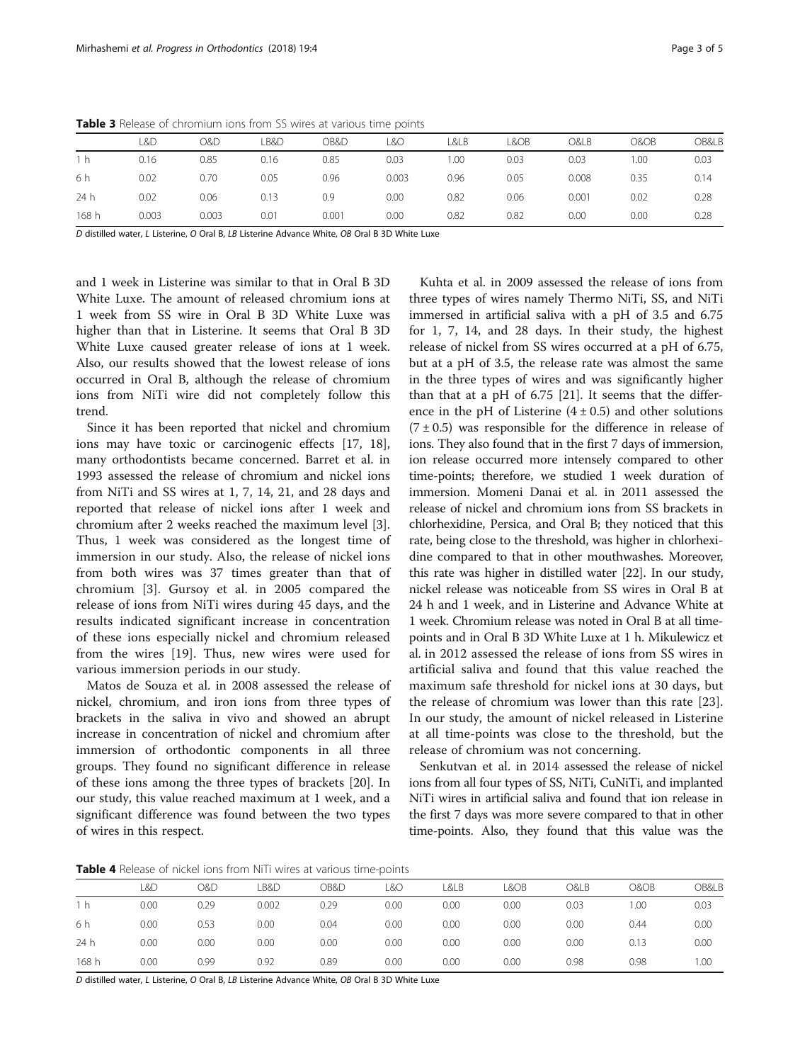**Table 3** Release of chromium ions from SS wires at various time points

| | L&D | O&D | LB&D | OB&D | L&O | L&LB | L&OB | O&LB | O&OB | OB&LB |
|---|---|---|---|---|---|---|---|---|---|---|
| 1 h | 0.16 | 0.85 | 0.16 | 0.85 | 0.03 | 1.00 | 0.03 | 0.03 | 1.00 | 0.03 |
| 6 h | 0.02 | 0.70 | 0.05 | 0.96 | 0.003 | 0.96 | 0.05 | 0.008 | 0.35 | 0.14 |
| 24 h | 0.02 | 0.06 | 0.13 | 0.9 | 0.00 | 0.82 | 0.06 | 0.001 | 0.02 | 0.28 |
| 168 h | 0.003 | 0.003 | 0.01 | 0.001 | 0.00 | 0.82 | 0.82 | 0.00 | 0.00 | 0.28 |

*D* distilled water, *L* Listerine, *O* Oral B, *LB* Listerine Advance White, *OB* Oral B 3D White Luxe

and 1 week in Listerine was similar to that in Oral B 3D White Luxe. The amount of released chromium ions at 1 week from SS wire in Oral B 3D White Luxe was higher than that in Listerine. It seems that Oral B 3D White Luxe caused greater release of ions at 1 week. Also, our results showed that the lowest release of ions occurred in Oral B, although the release of chromium ions from NiTi wire did not completely follow this trend.

Since it has been reported that nickel and chromium ions may have toxic or carcinogenic effects [17, 18], many orthodontists became concerned. Barret et al. in 1993 assessed the release of chromium and nickel ions from NiTi and SS wires at 1, 7, 14, 21, and 28 days and reported that release of nickel ions after 1 week and chromium after 2 weeks reached the maximum level [3]. Thus, 1 week was considered as the longest time of immersion in our study. Also, the release of nickel ions from both wires was 37 times greater than that of chromium [3]. Gursoy et al. in 2005 compared the release of ions from NiTi wires during 45 days, and the results indicated significant increase in concentration of these ions especially nickel and chromium released from the wires [19]. Thus, new wires were used for various immersion periods in our study.

Matos de Souza et al. in 2008 assessed the release of nickel, chromium, and iron ions from three types of brackets in the saliva in vivo and showed an abrupt increase in concentration of nickel and chromium after immersion of orthodontic components in all three groups. They found no significant difference in release of these ions among the three types of brackets [20]. In our study, this value reached maximum at 1 week, and a significant difference was found between the two types of wires in this respect.

Kuhta et al. in 2009 assessed the release of ions from three types of wires namely Thermo NiTi, SS, and NiTi immersed in artificial saliva with a pH of 3.5 and 6.75 for 1, 7, 14, and 28 days. In their study, the highest release of nickel from SS wires occurred at a pH of 6.75, but at a pH of 3.5, the release rate was almost the same in the three types of wires and was significantly higher than that at a pH of 6.75 [21]. It seems that the difference in the pH of Listerine ($4 \pm 0.5$) and other solutions ($7 \pm 0.5$) was responsible for the difference in release of ions. They also found that in the first 7 days of immersion, ion release occurred more intensely compared to other time-points; therefore, we studied 1 week duration of immersion. Momeni Danai et al. in 2011 assessed the release of nickel and chromium ions from SS brackets in chlorhexidine, Persica, and Oral B; they noticed that this rate, being close to the threshold, was higher in chlorhexidine compared to that in other mouthwashes. Moreover, this rate was higher in distilled water [22]. In our study, nickel release was noticeable from SS wires in Oral B at 24 h and 1 week, and in Listerine and Advance White at 1 week. Chromium release was noted in Oral B at all time-points and in Oral B 3D White Luxe at 1 h. Mikulewicz et al. in 2012 assessed the release of ions from SS wires in artificial saliva and found that this value reached the maximum safe threshold for nickel ions at 30 days, but the release of chromium was lower than this rate [23]. In our study, the amount of nickel released in Listerine at all time-points was close to the threshold, but the release of chromium was not concerning.

Senkutvan et al. in 2014 assessed the release of nickel ions from all four types of SS, NiTi, CuNiTi, and implanted NiTi wires in artificial saliva and found that ion release in the first 7 days was more severe compared to that in other time-points. Also, they found that this value was the

**Table 4** Release of nickel ions from NiTi wires at various time-points

| | L&D | O&D | LB&D | OB&D | L&O | L&LB | L&OB | O&LB | O&OB | OB&LB |
|---|---|---|---|---|---|---|---|---|---|---|
| 1 h | 0.00 | 0.29 | 0.002 | 0.29 | 0.00 | 0.00 | 0.00 | 0.03 | 1.00 | 0.03 |
| 6 h | 0.00 | 0.53 | 0.00 | 0.04 | 0.00 | 0.00 | 0.00 | 0.00 | 0.44 | 0.00 |
| 24 h | 0.00 | 0.00 | 0.00 | 0.00 | 0.00 | 0.00 | 0.00 | 0.00 | 0.13 | 0.00 |
| 168 h | 0.00 | 0.99 | 0.92 | 0.89 | 0.00 | 0.00 | 0.00 | 0.98 | 0.98 | 1.00 |

*D* distilled water, *L* Listerine, *O* Oral B, *LB* Listerine Advance White, *OB* Oral B 3D White Luxe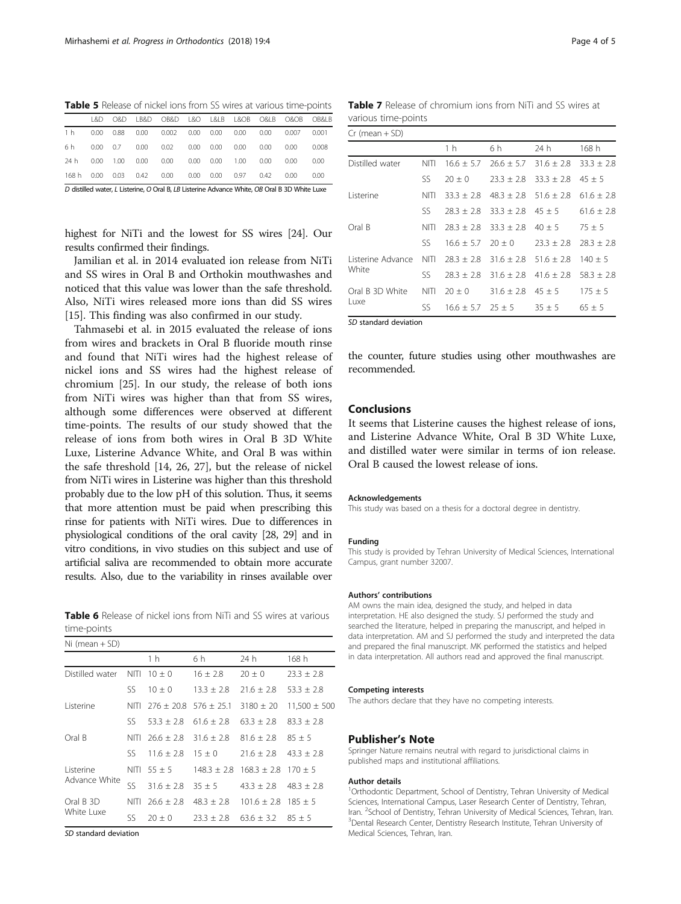**Table 5** Release of nickel ions from SS wires at various time-points

| | L&D | O&D | LB&D | OB&D | L&O | L&LB | L&OB | O&LB | O&OB | OB&LB |
|---|---|---|---|---|---|---|---|---|---|---|
| 1 h | 0.00 | 0.88 | 0.00 | 0.002 | 0.00 | 0.00 | 0.00 | 0.00 | 0.007 | 0.001 |
| 6 h | 0.00 | 0.7 | 0.00 | 0.02 | 0.00 | 0.00 | 0.00 | 0.00 | 0.00 | 0.008 |
| 24 h | 0.00 | 1.00 | 0.00 | 0.00 | 0.00 | 0.00 | 1.00 | 0.00 | 0.00 | 0.00 |
| 168 h | 0.00 | 0.03 | 0.42 | 0.00 | 0.00 | 0.00 | 0.97 | 0.42 | 0.00 | 0.00 |

*D* distilled water, *L* Listerine, *O* Oral B, *LB* Listerine Advance White, *OB* Oral B 3D White Luxe

highest for NiTi and the lowest for SS wires [24]. Our results confirmed their findings.

Jamilian et al. in 2014 evaluated ion release from NiTi and SS wires in Oral B and Orthokin mouthwashes and noticed that this value was lower than the safe threshold. Also, NiTi wires released more ions than did SS wires [15]. This finding was also confirmed in our study.

Tahmasebi et al. in 2015 evaluated the release of ions from wires and brackets in Oral B fluoride mouth rinse and found that NiTi wires had the highest release of nickel ions and SS wires had the highest release of chromium [25]. In our study, the release of both ions from NiTi wires was higher than that from SS wires, although some differences were observed at different time-points. The results of our study showed that the release of ions from both wires in Oral B 3D White Luxe, Listerine Advance White, and Oral B was within the safe threshold [14, 26, 27], but the release of nickel from NiTi wires in Listerine was higher than this threshold probably due to the low pH of this solution. Thus, it seems that more attention must be paid when prescribing this rinse for patients with NiTi wires. Due to differences in physiological conditions of the oral cavity [28, 29] and in vitro conditions, in vivo studies on this subject and use of artificial saliva are recommended to obtain more accurate results. Also, due to the variability in rinses available over the counter, future studies using other mouthwashes are recommended.

**Table 6** Release of nickel ions from NiTi and SS wires at various time-points

| Ni (mean + SD) | | 1 h | 6 h | 24 h | 168 h |
|---|---|---|---|---|---|
| Distilled water | NITI | 10 ± 0 | 16 ± 2.8 | 20 ± 0 | 23.3 ± 2.8 |
| | SS | 10 ± 0 | 13.3 ± 2.8 | 21.6 ± 2.8 | 53.3 ± 2.8 |
| Listerine | NITI | 276 ± 20.8 | 576 ± 25.1 | 3180 ± 20 | 11,500 ± 500 |
| | SS | 53.3 ± 2.8 | 61.6 ± 2.8 | 63.3 ± 2.8 | 83.3 ± 2.8 |
| Oral B | NITI | 26.6 ± 2.8 | 31.6 ± 2.8 | 81.6 ± 2.8 | 85 ± 5 |
| | SS | 11.6 ± 2.8 | 15 ± 0 | 21.6 ± 2.8 | 43.3 ± 2.8 |
| Listerine Advance White | NITI | 55 ± 5 | 148.3 ± 2.8 | 168.3 ± 2.8 | 170 ± 5 |
| | SS | 31.6 ± 2.8 | 35 ± 5 | 43.3 ± 2.8 | 48.3 ± 2.8 |
| Oral B 3D White Luxe | NITI | 26.6 ± 2.8 | 48.3 ± 2.8 | 101.6 ± 2.8 | 185 ± 5 |
| | SS | 20 ± 0 | 23.3 ± 2.8 | 63.6 ± 3.2 | 85 ± 5 |

*SD* standard deviation

**Table 7** Release of chromium ions from NiTi and SS wires at various time-points

| Cr (mean + SD) | | 1 h | 6 h | 24 h | 168 h |
|---|---|---|---|---|---|
| Distilled water | NITI | 16.6 ± 5.7 | 26.6 ± 5.7 | 31.6 ± 2.8 | 33.3 ± 2.8 |
| | SS | 20 ± 0 | 23.3 ± 2.8 | 33.3 ± 2.8 | 45 ± 5 |
| Listerine | NITI | 33.3 ± 2.8 | 48.3 ± 2.8 | 51.6 ± 2.8 | 61.6 ± 2.8 |
| | SS | 28.3 ± 2.8 | 33.3 ± 2.8 | 45 ± 5 | 61.6 ± 2.8 |
| Oral B | NITI | 28.3 ± 2.8 | 33.3 ± 2.8 | 40 ± 5 | 75 ± 5 |
| | SS | 16.6 ± 5.7 | 20 ± 0 | 23.3 ± 2.8 | 28.3 ± 2.8 |
| Listerine Advance White | NITI | 28.3 ± 2.8 | 31.6 ± 2.8 | 51.6 ± 2.8 | 140 ± 5 |
| | SS | 28.3 ± 2.8 | 31.6 ± 2.8 | 41.6 ± 2.8 | 58.3 ± 2.8 |
| Oral B 3D White Luxe | NITI | 20 ± 0 | 31.6 ± 2.8 | 45 ± 5 | 175 ± 5 |
| | SS | 16.6 ± 5.7 | 25 ± 5 | 35 ± 5 | 65 ± 5 |

*SD* standard deviation

## Conclusions

It seems that Listerine causes the highest release of ions, and Listerine Advance White, Oral B 3D White Luxe, and distilled water were similar in terms of ion release. Oral B caused the lowest release of ions.

#### Acknowledgements

This study was based on a thesis for a doctoral degree in dentistry.

#### Funding

This study is provided by Tehran University of Medical Sciences, International Campus, grant number 32007.

#### Authors' contributions

AM owns the main idea, designed the study, and helped in data interpretation. HE also designed the study. SJ performed the study and searched the literature, helped in preparing the manuscript, and helped in data interpretation. AM and SJ performed the study and interpreted the data and prepared the final manuscript. MK performed the statistics and helped in data interpretation. All authors read and approved the final manuscript.

#### Competing interests

The authors declare that they have no competing interests.

## Publisher's Note

Springer Nature remains neutral with regard to jurisdictional claims in published maps and institutional affiliations.

#### Author details

[1]Orthodontic Department, School of Dentistry, Tehran University of Medical Sciences, International Campus, Laser Research Center of Dentistry, Tehran, Iran. [2]School of Dentistry, Tehran University of Medical Sciences, Tehran, Iran. [3]Dental Research Center, Dentistry Research Institute, Tehran University of Medical Sciences, Tehran, Iran.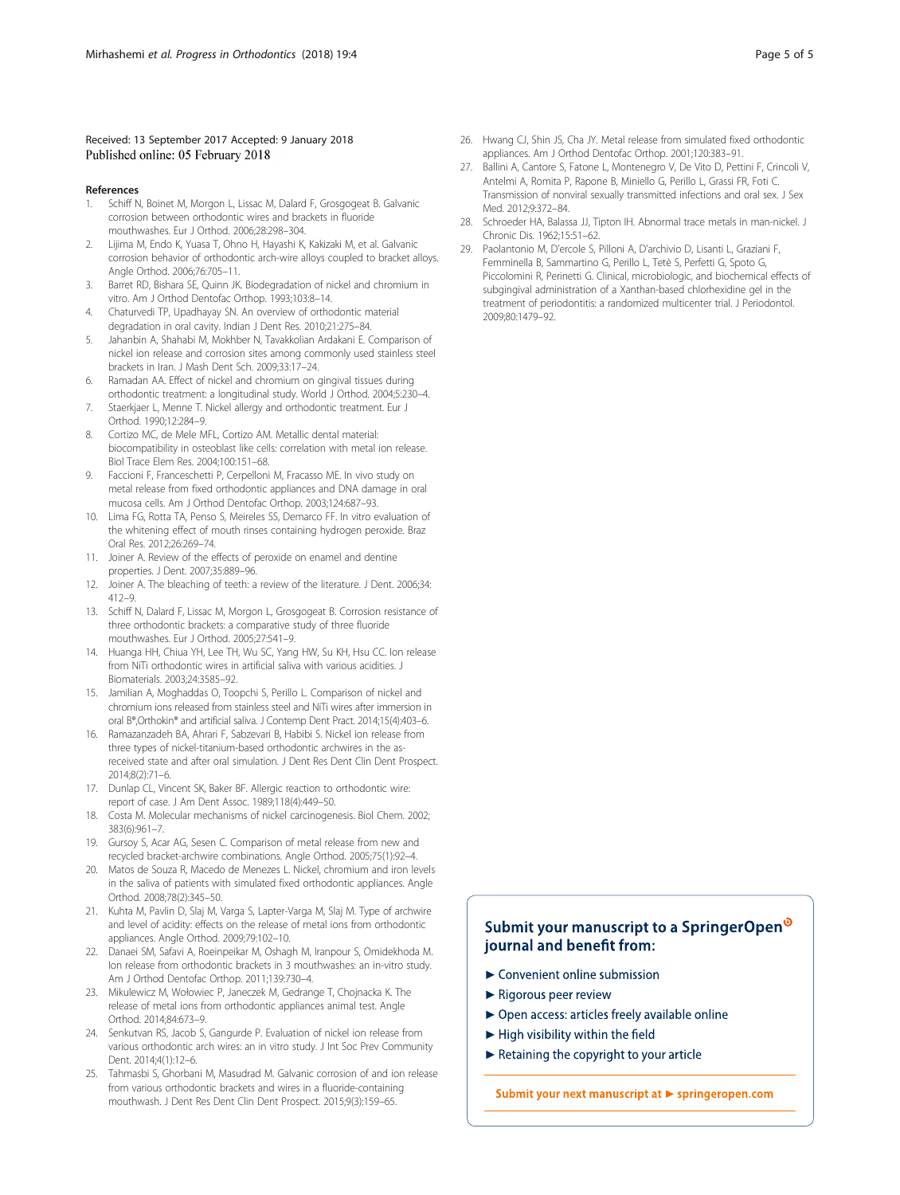Received: 13 September 2017 Accepted: 9 January 2018
Published online: 05 February 2018

## References

1. Schiff N, Boinet M, Morgon L, Lissac M, Dalard F, Grosgogeat B. Galvanic corrosion between orthodontic wires and brackets in fluoride mouthwashes. Eur J Orthod. 2006;28:298–304.
2. Lijima M, Endo K, Yuasa T, Ohno H, Hayashi K, Kakizaki M, et al. Galvanic corrosion behavior of orthodontic arch-wire alloys coupled to bracket alloys. Angle Orthod. 2006;76:705–11.
3. Barret RD, Bishara SE, Quinn JK. Biodegradation of nickel and chromium in vitro. Am J Orthod Dentofac Orthop. 1993;103:8–14.
4. Chaturvedi TP, Upadhayay SN. An overview of orthodontic material degradation in oral cavity. Indian J Dent Res. 2010;21:275–84.
5. Jahanbin A, Shahabi M, Mokhber N, Tavakkolian Ardakani E. Comparison of nickel ion release and corrosion sites among commonly used stainless steel brackets in Iran. J Mash Dent Sch. 2009;33:17–24.
6. Ramadan AA. Effect of nickel and chromium on gingival tissues during orthodontic treatment: a longitudinal study. World J Orthod. 2004;5:230–4.
7. Staerkjaer L, Menne T. Nickel allergy and orthodontic treatment. Eur J Orthod. 1990;12:284–9.
8. Cortizo MC, de Mele MFL, Cortizo AM. Metallic dental material: biocompatibility in osteoblast like cells: correlation with metal ion release. Biol Trace Elem Res. 2004;100:151–68.
9. Faccioni F, Franceschetti P, Cerpelloni M, Fracasso ME. In vivo study on metal release from fixed orthodontic appliances and DNA damage in oral mucosa cells. Am J Orthod Dentofac Orthop. 2003;124:687–93.
10. Lima FG, Rotta TA, Penso S, Meireles SS, Demarco FF. In vitro evaluation of the whitening effect of mouth rinses containing hydrogen peroxide. Braz Oral Res. 2012;26:269–74.
11. Joiner A. Review of the effects of peroxide on enamel and dentine properties. J Dent. 2007;35:889–96.
12. Joiner A. The bleaching of teeth: a review of the literature. J Dent. 2006;34:412–9.
13. Schiff N, Dalard F, Lissac M, Morgon L, Grosgogeat B. Corrosion resistance of three orthodontic brackets: a comparative study of three fluoride mouthwashes. Eur J Orthod. 2005;27:541–9.
14. Huanga HH, Chiua YH, Lee TH, Wu SC, Yang HW, Su KH, Hsu CC. Ion release from NiTi orthodontic wires in artificial saliva with various acidities. J Biomaterials. 2003;24:3585–92.
15. Jamilian A, Moghaddas O, Toopchi S, Perillo L. Comparison of nickel and chromium ions released from stainless steel and NiTi wires after immersion in oral B®,Orthokin® and artificial saliva. J Contemp Dent Pract. 2014;15(4):403–6.
16. Ramazanzadeh BA, Ahrari F, Sabzevari B, Habibi S. Nickel ion release from three types of nickel-titanium-based orthodontic archwires in the as-received state and after oral simulation. J Dent Res Dent Clin Dent Prospect. 2014;8(2):71–6.
17. Dunlap CL, Vincent SK, Baker BF. Allergic reaction to orthodontic wire: report of case. J Am Dent Assoc. 1989;118(4):449–50.
18. Costa M. Molecular mechanisms of nickel carcinogenesis. Biol Chem. 2002;383(6):961–7.
19. Gursoy S, Acar AG, Sesen C. Comparison of metal release from new and recycled bracket-archwire combinations. Angle Orthod. 2005;75(1):92–4.
20. Matos de Souza R, Macedo de Menezes L. Nickel, chromium and iron levels in the saliva of patients with simulated fixed orthodontic appliances. Angle Orthod. 2008;78(2):345–50.
21. Kuhta M, Pavlin D, Slaj M, Varga S, Lapter-Varga M, Slaj M. Type of archwire and level of acidity: effects on the release of metal ions from orthodontic appliances. Angle Orthod. 2009;79:102–10.
22. Danaei SM, Safavi A, Roeinpeikar M, Oshagh M, Iranpour S, Omidekhoda M. Ion release from orthodontic brackets in 3 mouthwashes: an in-vitro study. Am J Orthod Dentofac Orthop. 2011;139:730–4.
23. Mikulewicz M, Wołowiec P, Janeczek M, Gedrange T, Chojnacka K. The release of metal ions from orthodontic appliances animal test. Angle Orthod. 2014;84:673–9.
24. Senkutvan RS, Jacob S, Gangurde P. Evaluation of nickel ion release from various orthodontic arch wires: an in vitro study. J Int Soc Prev Community Dent. 2014;4(1):12–6.
25. Tahmasbi S, Ghorbani M, Masudrad M. Galvanic corrosion of and ion release from various orthodontic brackets and wires in a fluoride-containing mouthwash. J Dent Res Dent Clin Dent Prospect. 2015;9(3):159–65.
26. Hwang CJ, Shin JS, Cha JY. Metal release from simulated fixed orthodontic appliances. Am J Orthod Dentofac Orthop. 2001;120:383–91.
27. Ballini A, Cantore S, Fatone L, Montenegro V, De Vito D, Pettini F, Crincoli V, Antelmi A, Romita P, Rapone B, Miniello G, Perillo L, Grassi FR, Foti C. Transmission of nonviral sexually transmitted infections and oral sex. J Sex Med. 2012;9:372–84.
28. Schroeder HA, Balassa JJ, Tipton IH. Abnormal trace metals in man-nickel. J Chronic Dis. 1962;15:51–62.
29. Paolantonio M, D'ercole S, Pilloni A, D'archivio D, Lisanti L, Graziani F, Femminella B, Sammartino G, Perillo L, Tetè S, Perfetti G, Spoto G, Piccolomini R, Perinetti G. Clinical, microbiologic, and biochemical effects of subgingival administration of a Xanthan-based chlorhexidine gel in the treatment of periodontitis: a randomized multicenter trial. J Periodontol. 2009;80:1479–92.

**Submit your manuscript to a SpringerOpen journal and benefit from:**

- ► Convenient online submission
- ► Rigorous peer review
- ► Open access: articles freely available online
- ► High visibility within the field
- ► Retaining the copyright to your article

**Submit your next manuscript at ► springeropen.com**